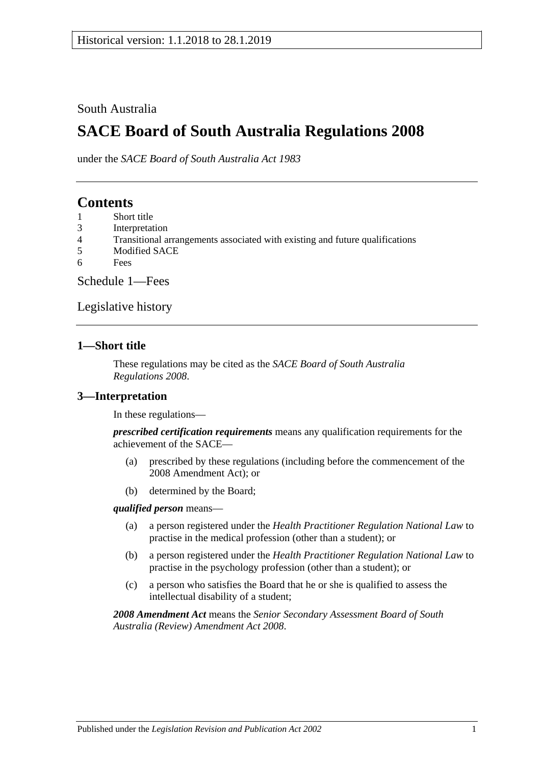South Australia

# SACE Board of South Australia Regulations 2008

under the *SACE Board of South Australia Act 1983*

## Contents

1 Short title
3 Interpretation
4 Transitional arrangements associated with existing and future qualifications
5 Modified SACE
6 Fees

Schedule 1—Fees

Legislative history

### 1—Short title

These regulations may be cited as the *SACE Board of South Australia Regulations 2008*.

### 3—Interpretation

In these regulations—

***prescribed certification requirements*** means any qualification requirements for the achievement of the SACE—

(a) prescribed by these regulations (including before the commencement of the 2008 Amendment Act); or

(b) determined by the Board;

***qualified person*** means—

(a) a person registered under the *Health Practitioner Regulation National Law* to practise in the medical profession (other than a student); or

(b) a person registered under the *Health Practitioner Regulation National Law* to practise in the psychology profession (other than a student); or

(c) a person who satisfies the Board that he or she is qualified to assess the intellectual disability of a student;

***2008 Amendment Act*** means the *Senior Secondary Assessment Board of South Australia (Review) Amendment Act 2008*.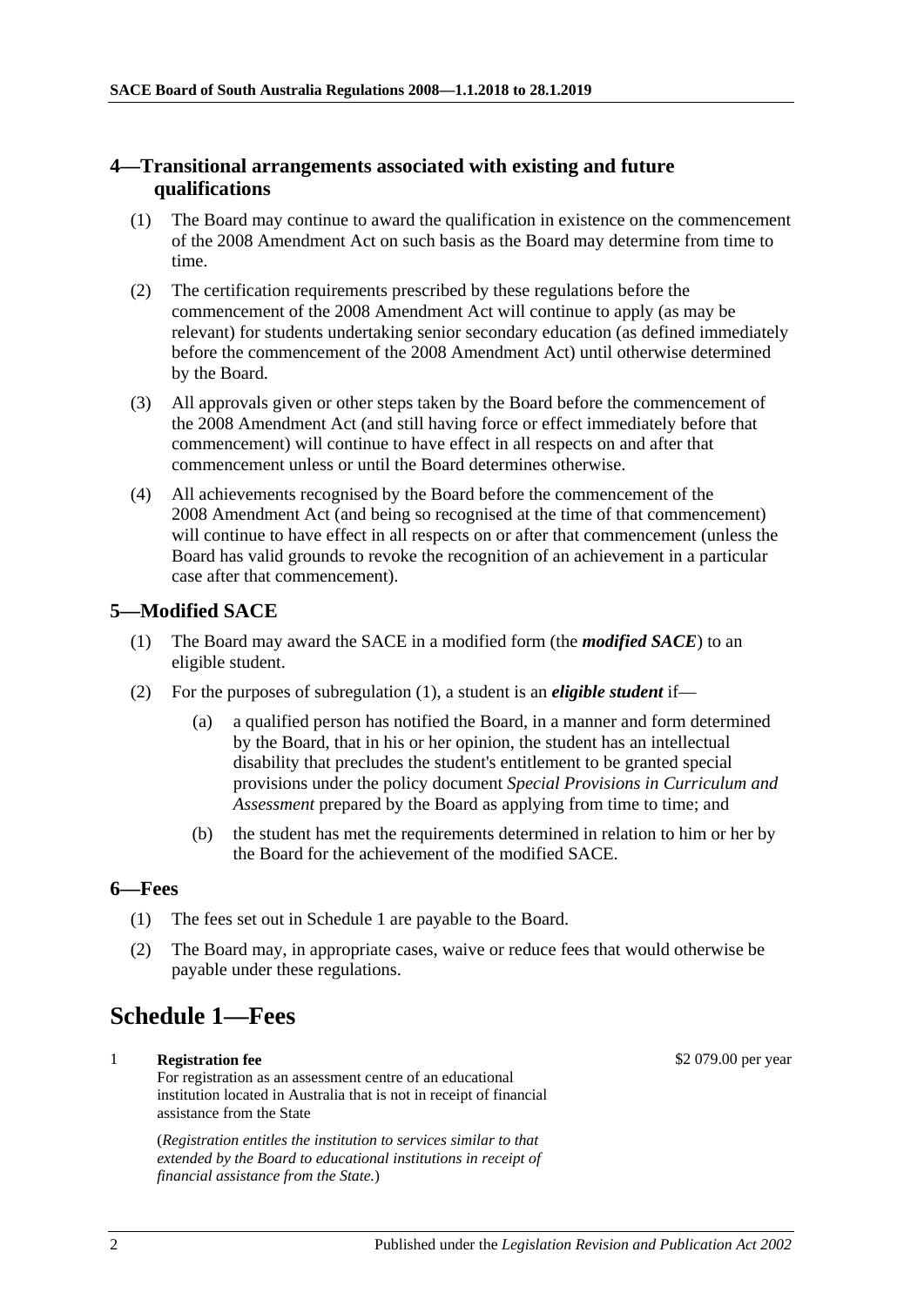## 4—Transitional arrangements associated with existing and future qualifications

(1) The Board may continue to award the qualification in existence on the commencement of the 2008 Amendment Act on such basis as the Board may determine from time to time.

(2) The certification requirements prescribed by these regulations before the commencement of the 2008 Amendment Act will continue to apply (as may be relevant) for students undertaking senior secondary education (as defined immediately before the commencement of the 2008 Amendment Act) until otherwise determined by the Board.

(3) All approvals given or other steps taken by the Board before the commencement of the 2008 Amendment Act (and still having force or effect immediately before that commencement) will continue to have effect in all respects on and after that commencement unless or until the Board determines otherwise.

(4) All achievements recognised by the Board before the commencement of the 2008 Amendment Act (and being so recognised at the time of that commencement) will continue to have effect in all respects on or after that commencement (unless the Board has valid grounds to revoke the recognition of an achievement in a particular case after that commencement).

## 5—Modified SACE

(1) The Board may award the SACE in a modified form (the ***modified SACE***) to an eligible student.

(2) For the purposes of subregulation (1), a student is an ***eligible student*** if—

(a) a qualified person has notified the Board, in a manner and form determined by the Board, that in his or her opinion, the student has an intellectual disability that precludes the student's entitlement to be granted special provisions under the policy document *Special Provisions in Curriculum and Assessment* prepared by the Board as applying from time to time; and

(b) the student has met the requirements determined in relation to him or her by the Board for the achievement of the modified SACE.

## 6—Fees

(1) The fees set out in Schedule 1 are payable to the Board.

(2) The Board may, in appropriate cases, waive or reduce fees that would otherwise be payable under these regulations.

# Schedule 1—Fees

| | | |
|---|---|---|
| 1 | **Registration fee**<br>For registration as an assessment centre of an educational institution located in Australia that is not in receipt of financial assistance from the State<br><br>(*Registration entitles the institution to services similar to that extended by the Board to educational institutions in receipt of financial assistance from the State.*) | $2 079.00 per year |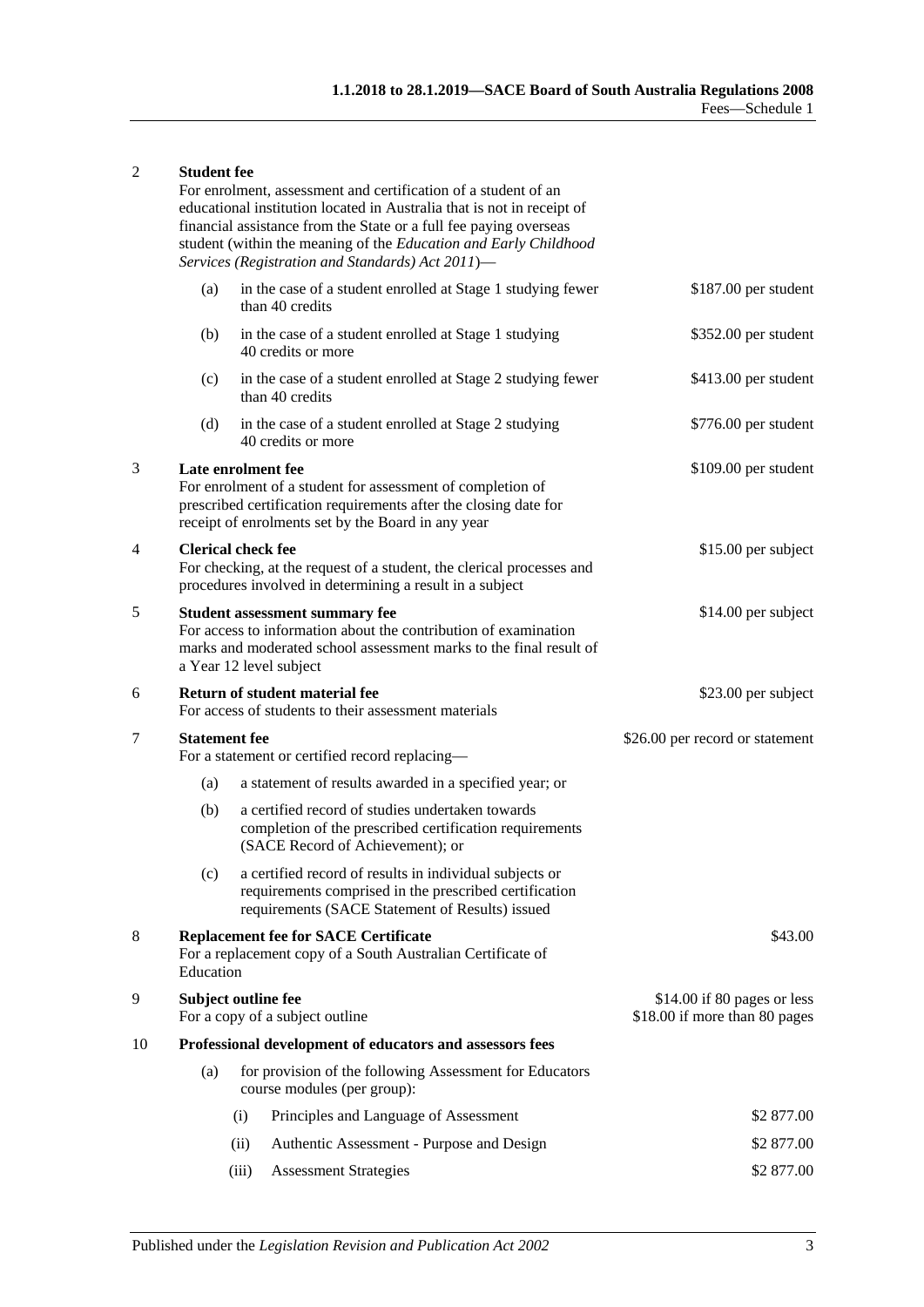| | | |
|---|---|---|
| 2 | **Student fee**<br>For enrolment, assessment and certification of a student of an educational institution located in Australia that is not in receipt of financial assistance from the State or a full fee paying overseas student (within the meaning of the *Education and Early Childhood Services (Registration and Standards) Act 2011*)— | |
| | (a) in the case of a student enrolled at Stage 1 studying fewer than 40 credits | \$187.00 per student |
| | (b) in the case of a student enrolled at Stage 1 studying 40 credits or more | \$352.00 per student |
| | (c) in the case of a student enrolled at Stage 2 studying fewer than 40 credits | \$413.00 per student |
| | (d) in the case of a student enrolled at Stage 2 studying 40 credits or more | \$776.00 per student |
| 3 | **Late enrolment fee**<br>For enrolment of a student for assessment of completion of prescribed certification requirements after the closing date for receipt of enrolments set by the Board in any year | \$109.00 per student |
| 4 | **Clerical check fee**<br>For checking, at the request of a student, the clerical processes and procedures involved in determining a result in a subject | \$15.00 per subject |
| 5 | **Student assessment summary fee**<br>For access to information about the contribution of examination marks and moderated school assessment marks to the final result of a Year 12 level subject | \$14.00 per subject |
| 6 | **Return of student material fee**<br>For access of students to their assessment materials | \$23.00 per subject |
| 7 | **Statement fee**<br>For a statement or certified record replacing— | \$26.00 per record or statement |
| | (a) a statement of results awarded in a specified year; or | |
| | (b) a certified record of studies undertaken towards completion of the prescribed certification requirements (SACE Record of Achievement); or | |
| | (c) a certified record of results in individual subjects or requirements comprised in the prescribed certification requirements (SACE Statement of Results) issued | |
| 8 | **Replacement fee for SACE Certificate**<br>For a replacement copy of a South Australian Certificate of Education | \$43.00 |
| 9 | **Subject outline fee**<br>For a copy of a subject outline | \$14.00 if 80 pages or less<br>\$18.00 if more than 80 pages |
| 10 | **Professional development of educators and assessors fees** | |
| | (a) for provision of the following Assessment for Educators course modules (per group): | |
| | (i) Principles and Language of Assessment | \$2 877.00 |
| | (ii) Authentic Assessment - Purpose and Design | \$2 877.00 |
| | (iii) Assessment Strategies | \$2 877.00 |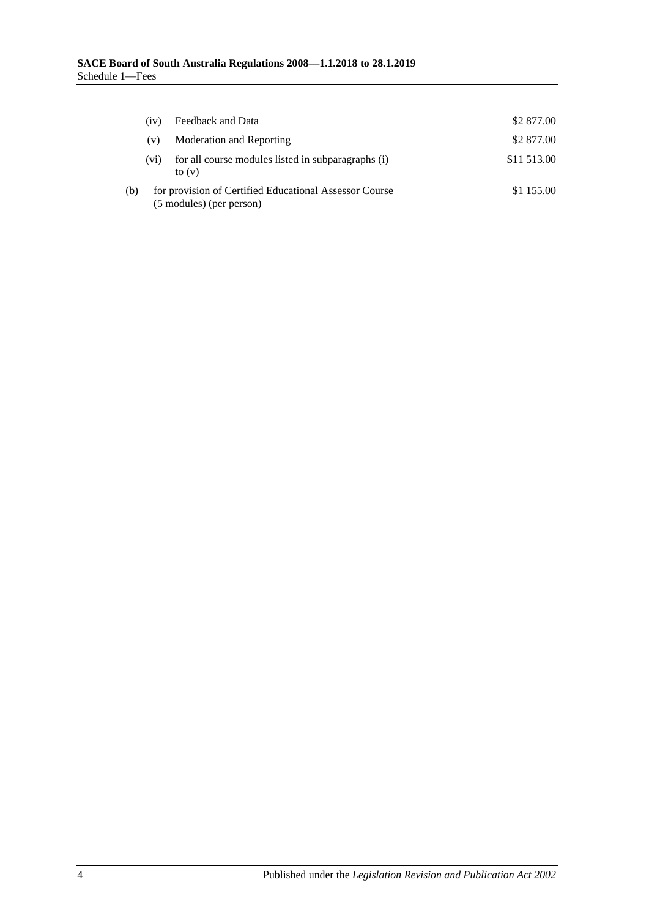| | | |
|---|---|---|
| (iv) | Feedback and Data | $2 877.00 |
| (v) | Moderation and Reporting | $2 877.00 |
| (vi) | for all course modules listed in subparagraphs (i) to (v) | $11 513.00 |

(b) for provision of Certified Educational Assessor Course (5 modules) (per person) — $1 155.00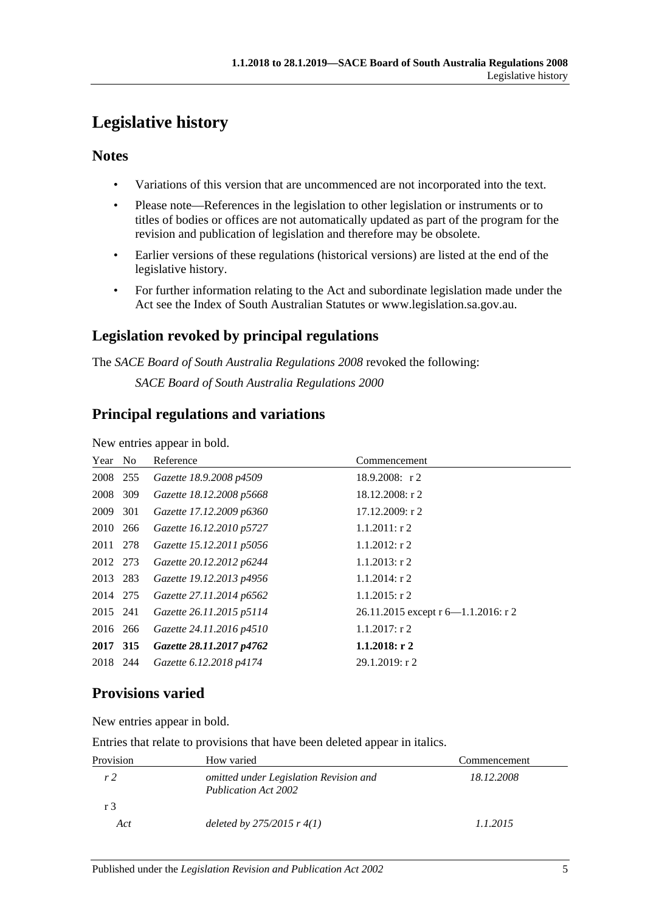# Legislative history

## Notes

- Variations of this version that are uncommenced are not incorporated into the text.
- Please note—References in the legislation to other legislation or instruments or to titles of bodies or offices are not automatically updated as part of the program for the revision and publication of legislation and therefore may be obsolete.
- Earlier versions of these regulations (historical versions) are listed at the end of the legislative history.
- For further information relating to the Act and subordinate legislation made under the Act see the Index of South Australian Statutes or www.legislation.sa.gov.au.

## Legislation revoked by principal regulations

The *SACE Board of South Australia Regulations 2008* revoked the following:

*SACE Board of South Australia Regulations 2000*

## Principal regulations and variations

New entries appear in bold.

| Year | No | Reference | Commencement |
|---|---|---|---|
| 2008 | 255 | *Gazette 18.9.2008 p4509* | 18.9.2008: r 2 |
| 2008 | 309 | *Gazette 18.12.2008 p5668* | 18.12.2008: r 2 |
| 2009 | 301 | *Gazette 17.12.2009 p6360* | 17.12.2009: r 2 |
| 2010 | 266 | *Gazette 16.12.2010 p5727* | 1.1.2011: r 2 |
| 2011 | 278 | *Gazette 15.12.2011 p5056* | 1.1.2012: r 2 |
| 2012 | 273 | *Gazette 20.12.2012 p6244* | 1.1.2013: r 2 |
| 2013 | 283 | *Gazette 19.12.2013 p4956* | 1.1.2014: r 2 |
| 2014 | 275 | *Gazette 27.11.2014 p6562* | 1.1.2015: r 2 |
| 2015 | 241 | *Gazette 26.11.2015 p5114* | 26.11.2015 except r 6—1.1.2016: r 2 |
| 2016 | 266 | *Gazette 24.11.2016 p4510* | 1.1.2017: r 2 |
| **2017** | **315** | ***Gazette 28.11.2017 p4762*** | **1.1.2018: r 2** |
| 2018 | 244 | *Gazette 6.12.2018 p4174* | 29.1.2019: r 2 |

## Provisions varied

New entries appear in bold.

Entries that relate to provisions that have been deleted appear in italics.

| Provision | How varied | Commencement |
|---|---|---|
| *r 2* | *omitted under Legislation Revision and Publication Act 2002* | *18.12.2008* |
| r 3 | | |
| *Act* | *deleted by 275/2015 r 4(1)* | *1.1.2015* |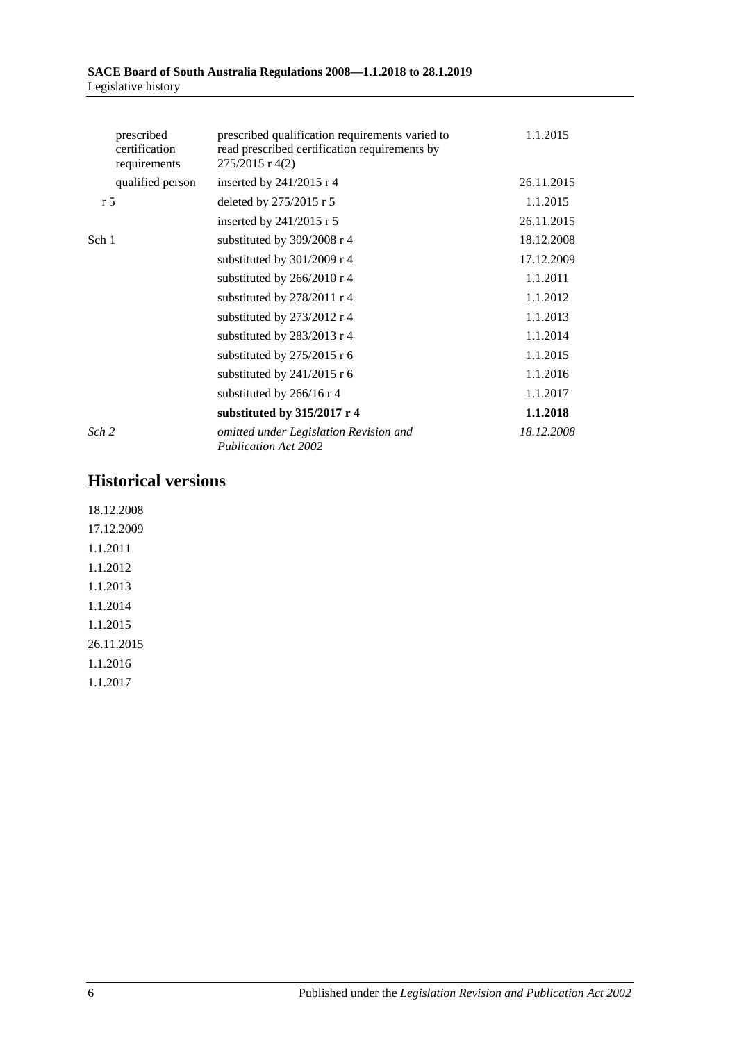| | | |
|---|---|---|
| prescribed certification requirements | prescribed qualification requirements varied to read prescribed certification requirements by 275/2015 r 4(2) | 1.1.2015 |
| qualified person | inserted by 241/2015 r 4 | 26.11.2015 |
| r 5 | deleted by 275/2015 r 5 | 1.1.2015 |
| | inserted by 241/2015 r 5 | 26.11.2015 |
| Sch 1 | substituted by 309/2008 r 4 | 18.12.2008 |
| | substituted by 301/2009 r 4 | 17.12.2009 |
| | substituted by 266/2010 r 4 | 1.1.2011 |
| | substituted by 278/2011 r 4 | 1.1.2012 |
| | substituted by 273/2012 r 4 | 1.1.2013 |
| | substituted by 283/2013 r 4 | 1.1.2014 |
| | substituted by 275/2015 r 6 | 1.1.2015 |
| | substituted by 241/2015 r 6 | 1.1.2016 |
| | substituted by 266/16 r 4 | 1.1.2017 |
| | **substituted by 315/2017 r 4** | **1.1.2018** |
| *Sch 2* | *omitted under Legislation Revision and Publication Act 2002* | *18.12.2008* |

## Historical versions

18.12.2008

17.12.2009

1.1.2011

1.1.2012

1.1.2013

1.1.2014

1.1.2015

26.11.2015

1.1.2016

1.1.2017